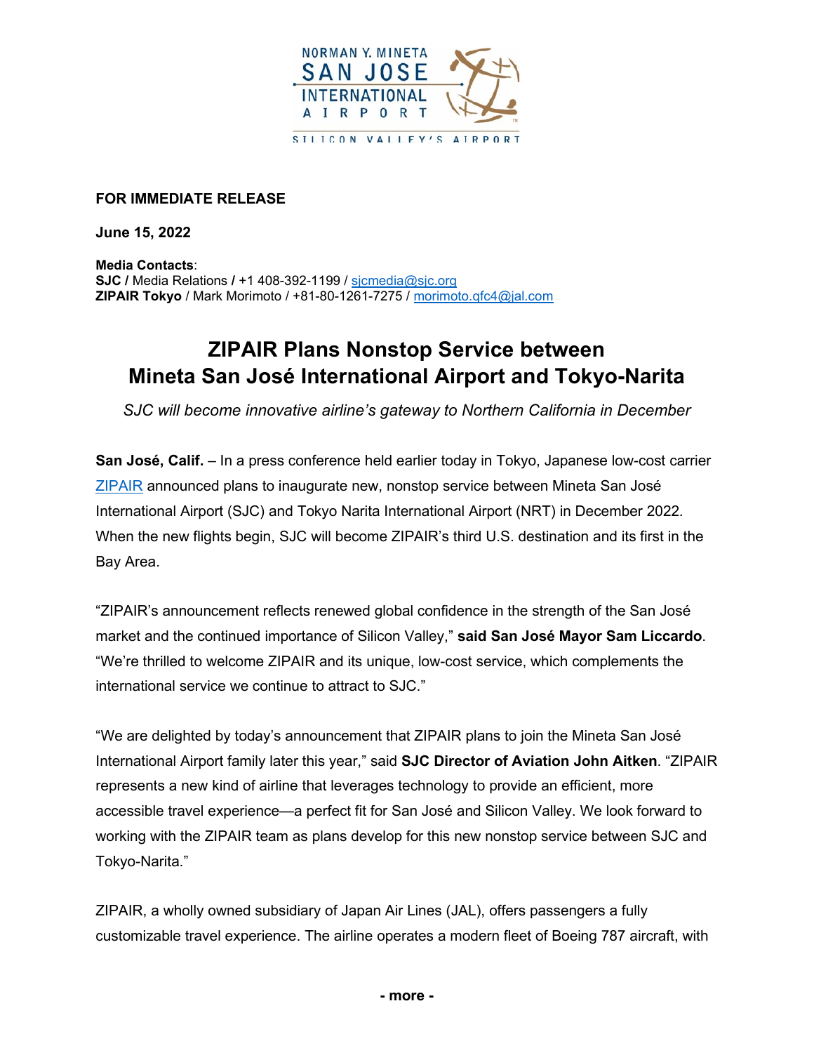NORMAN Y. MINETA SAN JOSE INTERNATIONAL AIRPORT

SILICON VALLEY'S AIRPORT

**FOR IMMEDIATE RELEASE**

**June 15, 2022**

**Media Contacts**:
**SJC** / Media Relations / +1 408-392-1199 / sjcmedia@sjc.org
**ZIPAIR Tokyo** / Mark Morimoto / +81-80-1261-7275 / morimoto.qfc4@jal.com

# ZIPAIR Plans Nonstop Service between Mineta San José International Airport and Tokyo-Narita

*SJC will become innovative airline's gateway to Northern California in December*

**San José, Calif.** – In a press conference held earlier today in Tokyo, Japanese low-cost carrier ZIPAIR announced plans to inaugurate new, nonstop service between Mineta San José International Airport (SJC) and Tokyo Narita International Airport (NRT) in December 2022. When the new flights begin, SJC will become ZIPAIR's third U.S. destination and its first in the Bay Area.

"ZIPAIR's announcement reflects renewed global confidence in the strength of the San José market and the continued importance of Silicon Valley," **said San José Mayor Sam Liccardo**. "We're thrilled to welcome ZIPAIR and its unique, low-cost service, which complements the international service we continue to attract to SJC."

"We are delighted by today's announcement that ZIPAIR plans to join the Mineta San José International Airport family later this year," said **SJC Director of Aviation John Aitken**. "ZIPAIR represents a new kind of airline that leverages technology to provide an efficient, more accessible travel experience—a perfect fit for San José and Silicon Valley. We look forward to working with the ZIPAIR team as plans develop for this new nonstop service between SJC and Tokyo-Narita."

ZIPAIR, a wholly owned subsidiary of Japan Air Lines (JAL), offers passengers a fully customizable travel experience. The airline operates a modern fleet of Boeing 787 aircraft, with

**- more -**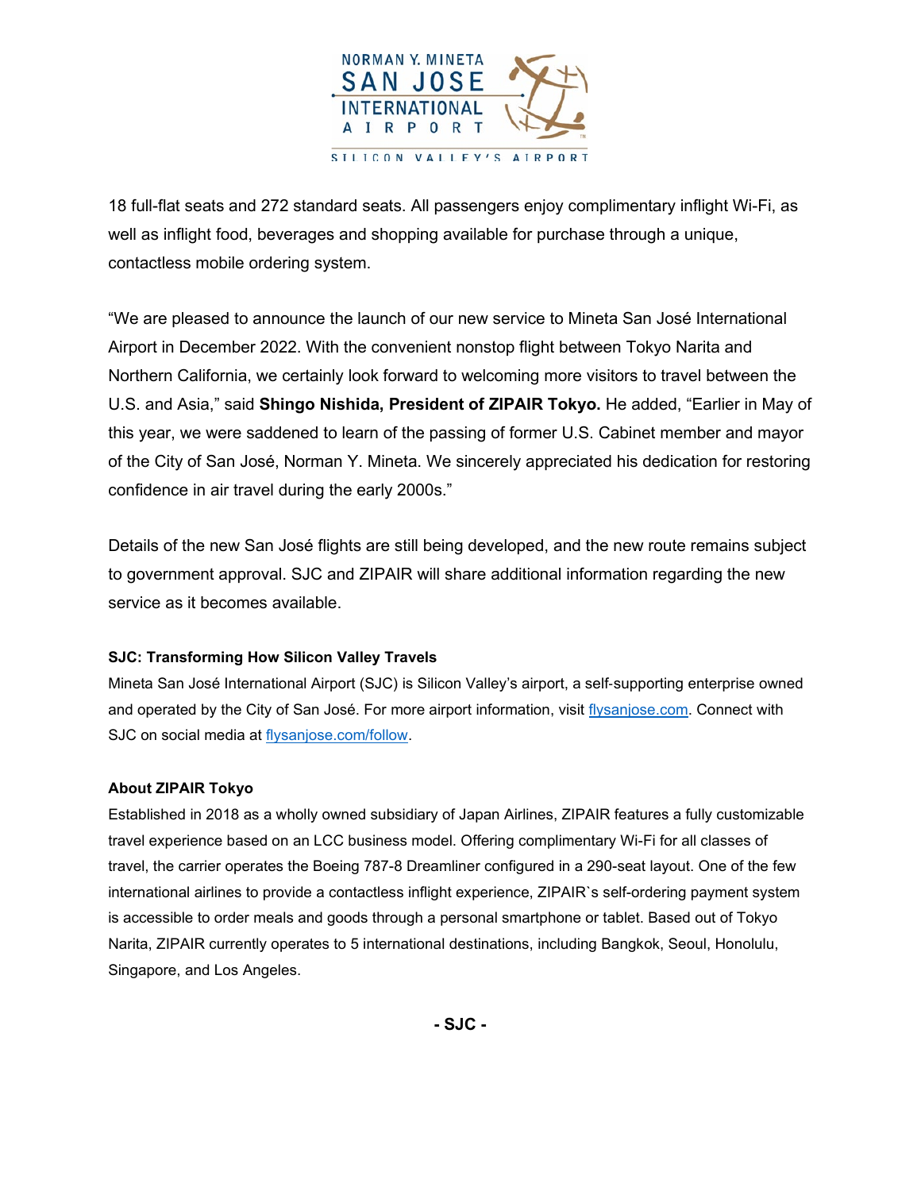18 full-flat seats and 272 standard seats. All passengers enjoy complimentary inflight Wi-Fi, as well as inflight food, beverages and shopping available for purchase through a unique, contactless mobile ordering system.

"We are pleased to announce the launch of our new service to Mineta San José International Airport in December 2022. With the convenient nonstop flight between Tokyo Narita and Northern California, we certainly look forward to welcoming more visitors to travel between the U.S. and Asia," said **Shingo Nishida, President of ZIPAIR Tokyo.** He added, "Earlier in May of this year, we were saddened to learn of the passing of former U.S. Cabinet member and mayor of the City of San José, Norman Y. Mineta. We sincerely appreciated his dedication for restoring confidence in air travel during the early 2000s."

Details of the new San José flights are still being developed, and the new route remains subject to government approval. SJC and ZIPAIR will share additional information regarding the new service as it becomes available.

**SJC: Transforming How Silicon Valley Travels**

Mineta San José International Airport (SJC) is Silicon Valley's airport, a self-supporting enterprise owned and operated by the City of San José. For more airport information, visit flysanjose.com. Connect with SJC on social media at flysanjose.com/follow.

**About ZIPAIR Tokyo**

Established in 2018 as a wholly owned subsidiary of Japan Airlines, ZIPAIR features a fully customizable travel experience based on an LCC business model. Offering complimentary Wi-Fi for all classes of travel, the carrier operates the Boeing 787-8 Dreamliner configured in a 290-seat layout. One of the few international airlines to provide a contactless inflight experience, ZIPAIR`s self-ordering payment system is accessible to order meals and goods through a personal smartphone or tablet. Based out of Tokyo Narita, ZIPAIR currently operates to 5 international destinations, including Bangkok, Seoul, Honolulu, Singapore, and Los Angeles.

**- SJC -**